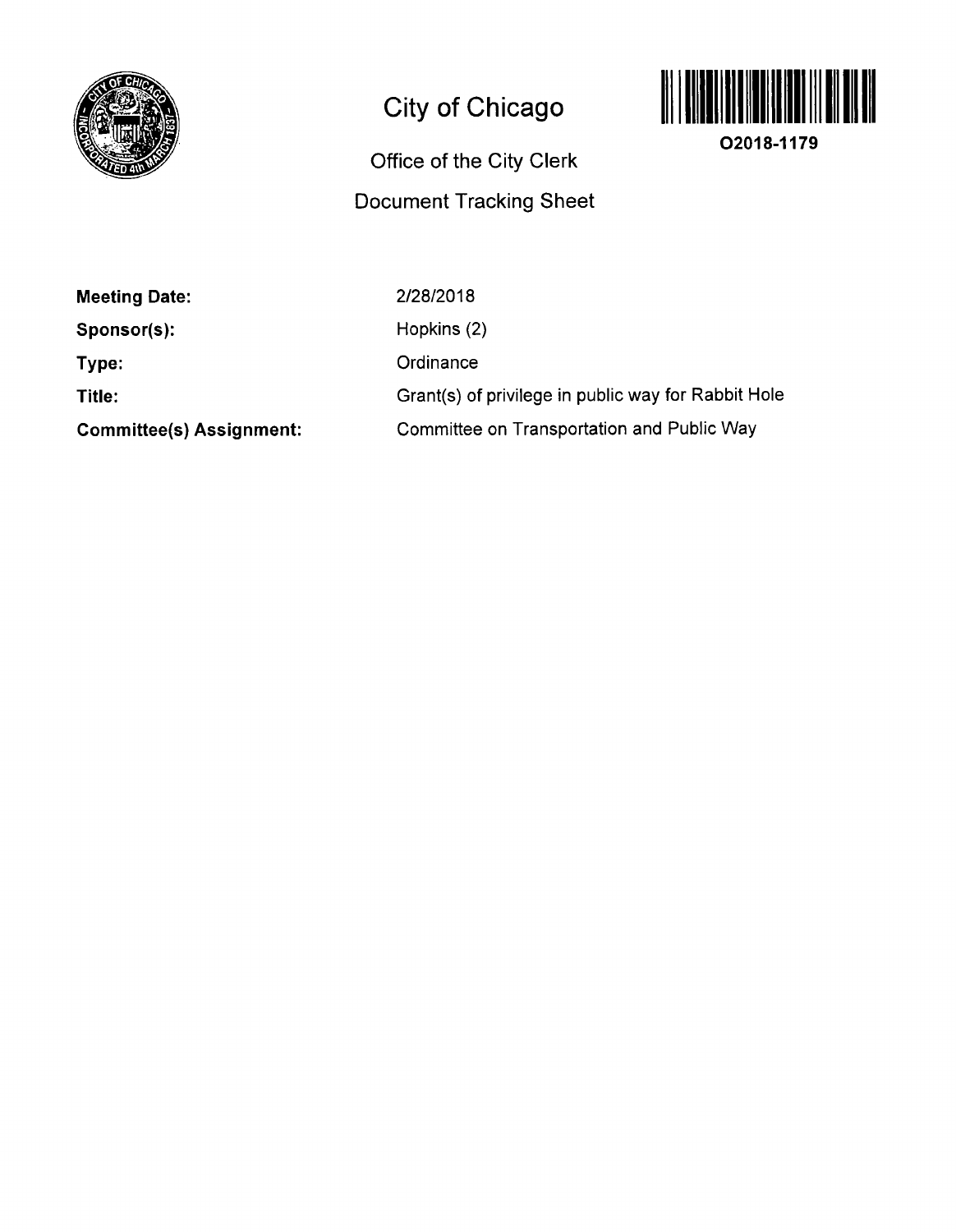# City of Chicago

## Office of the City Clerk

## Document Tracking Sheet

O2018-1179

| | |
|---|---|
| **Meeting Date:** | 2/28/2018 |
| **Sponsor(s):** | Hopkins (2) |
| **Type:** | Ordinance |
| **Title:** | Grant(s) of privilege in public way for Rabbit Hole |
| **Committee(s) Assignment:** | Committee on Transportation and Public Way |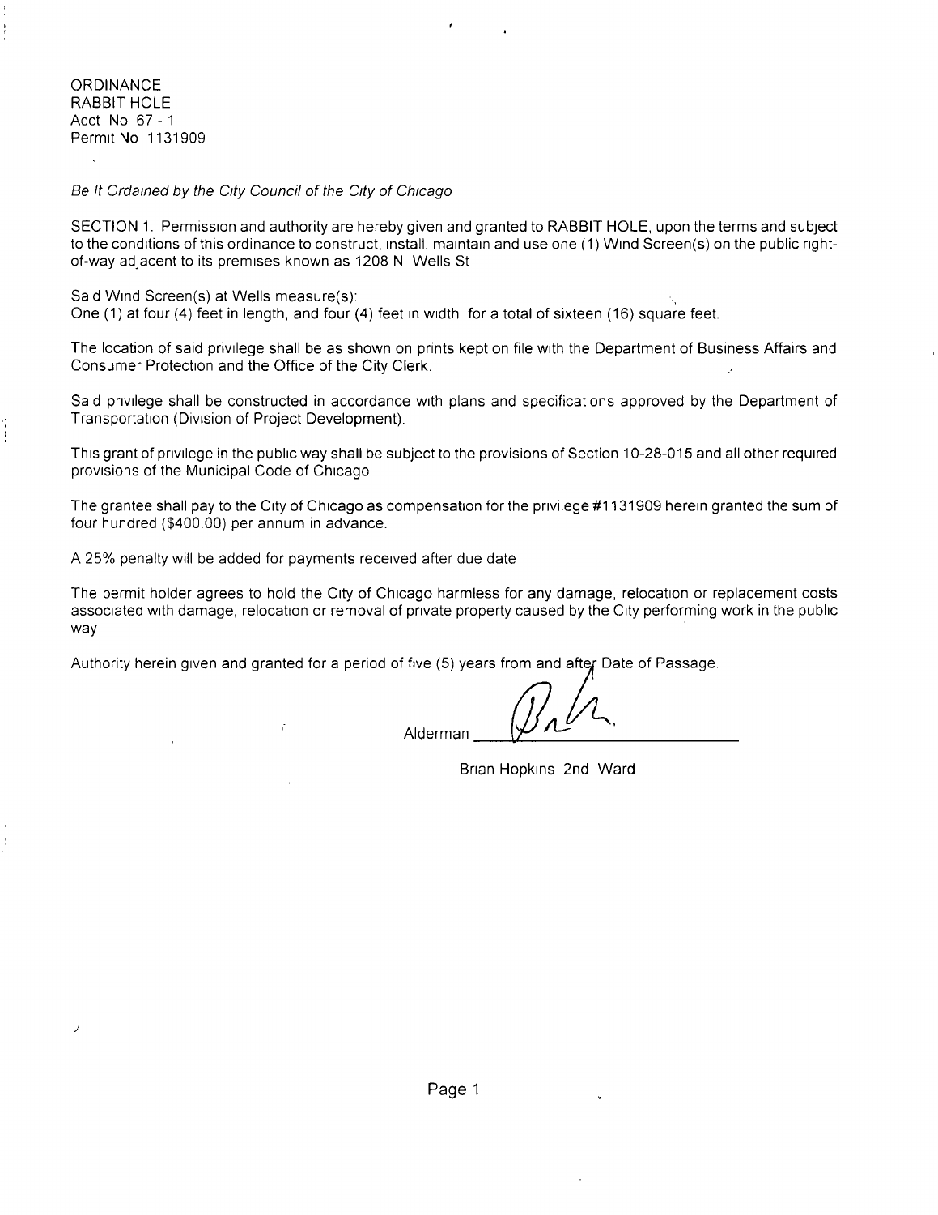ORDINANCE
RABBIT HOLE
Acct No 67 - 1
Permit No 1131909

*Be It Ordained by the City Council of the City of Chicago*

SECTION 1. Permission and authority are hereby given and granted to RABBIT HOLE, upon the terms and subject to the conditions of this ordinance to construct, install, maintain and use one (1) Wind Screen(s) on the public right-of-way adjacent to its premises known as 1208 N Wells St

Said Wind Screen(s) at Wells measure(s):
One (1) at four (4) feet in length, and four (4) feet in width for a total of sixteen (16) square feet.

The location of said privilege shall be as shown on prints kept on file with the Department of Business Affairs and Consumer Protection and the Office of the City Clerk.

Said privilege shall be constructed in accordance with plans and specifications approved by the Department of Transportation (Division of Project Development).

This grant of privilege in the public way shall be subject to the provisions of Section 10-28-015 and all other required provisions of the Municipal Code of Chicago

The grantee shall pay to the City of Chicago as compensation for the privilege #1131909 herein granted the sum of four hundred ($400.00) per annum in advance.

A 25% penalty will be added for payments received after due date

The permit holder agrees to hold the City of Chicago harmless for any damage, relocation or replacement costs associated with damage, relocation or removal of private property caused by the City performing work in the public way

Authority herein given and granted for a period of five (5) years from and after Date of Passage.

Alderman ______________________

Brian Hopkins 2nd Ward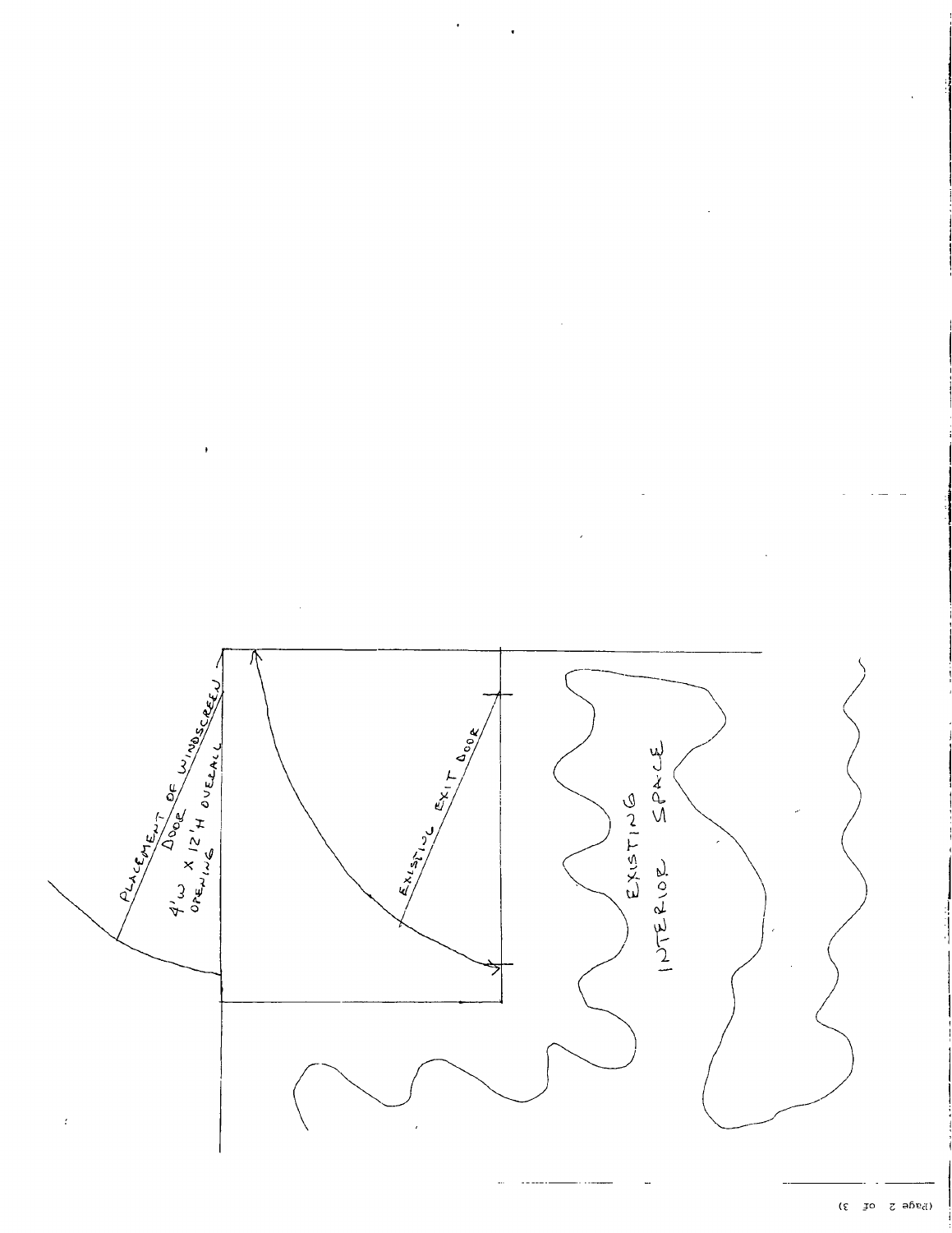PLACEMENT OF WINDSCREEN DOOR

4'W X 12'H OVERALL OPENING

EXISTING EXIT DOOR

EXISTING INTERIOR SPACE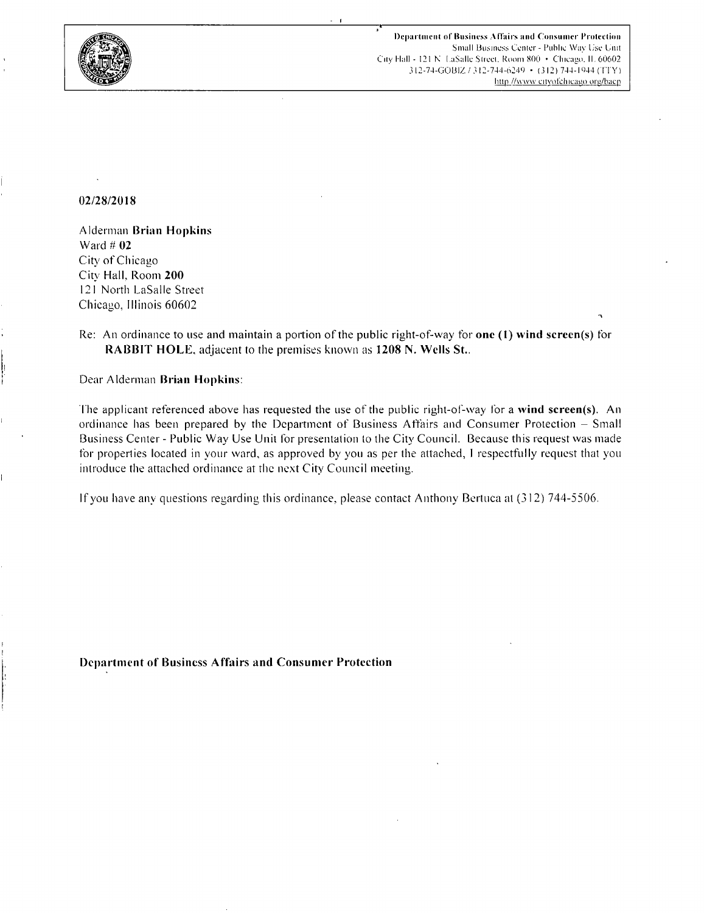**Department of Business Affairs and Consumer Protection**
Small Business Center - Public Way Use Unit
City Hall - 121 N. LaSalle Street, Room 800 • Chicago, IL 60602
312-74-GOBIZ / 312-744-6249 • (312) 744-1944 (TTY)
http://www.cityofchicago.org/bacp

**02/28/2018**

Alderman **Brian Hopkins**
Ward # **02**
City of Chicago
City Hall, Room **200**
121 North LaSalle Street
Chicago, Illinois 60602

Re: An ordinance to use and maintain a portion of the public right-of-way for **one (1) wind screen(s)** for **RABBIT HOLE**, adjacent to the premises known as **1208 N. Wells St.**.

Dear Alderman **Brian Hopkins**:

The applicant referenced above has requested the use of the public right-of-way for a **wind screen(s)**. An ordinance has been prepared by the Department of Business Affairs and Consumer Protection – Small Business Center - Public Way Use Unit for presentation to the City Council. Because this request was made for properties located in your ward, as approved by you as per the attached, I respectfully request that you introduce the attached ordinance at the next City Council meeting.

If you have any questions regarding this ordinance, please contact Anthony Bertuca at (312) 744-5506.

**Department of Business Affairs and Consumer Protection**